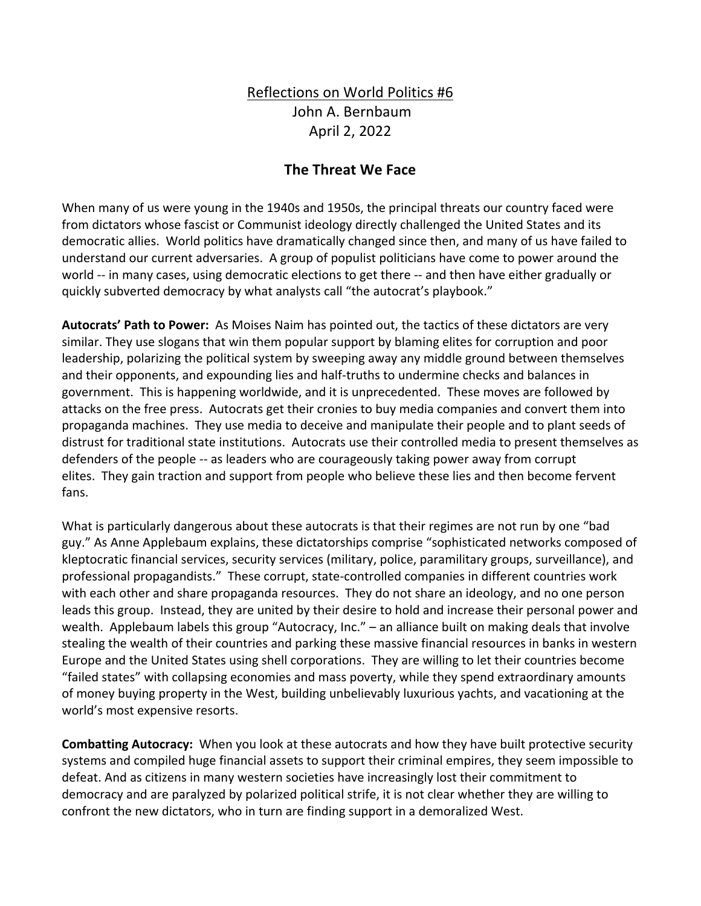Reflections on World Politics #6

John A. Bernbaum

April 2, 2022

# The Threat We Face

When many of us were young in the 1940s and 1950s, the principal threats our country faced were from dictators whose fascist or Communist ideology directly challenged the United States and its democratic allies. World politics have dramatically changed since then, and many of us have failed to understand our current adversaries. A group of populist politicians have come to power around the world -- in many cases, using democratic elections to get there -- and then have either gradually or quickly subverted democracy by what analysts call "the autocrat's playbook."

**Autocrats' Path to Power:** As Moises Naim has pointed out, the tactics of these dictators are very similar. They use slogans that win them popular support by blaming elites for corruption and poor leadership, polarizing the political system by sweeping away any middle ground between themselves and their opponents, and expounding lies and half-truths to undermine checks and balances in government. This is happening worldwide, and it is unprecedented. These moves are followed by attacks on the free press. Autocrats get their cronies to buy media companies and convert them into propaganda machines. They use media to deceive and manipulate their people and to plant seeds of distrust for traditional state institutions. Autocrats use their controlled media to present themselves as defenders of the people -- as leaders who are courageously taking power away from corrupt elites. They gain traction and support from people who believe these lies and then become fervent fans.

What is particularly dangerous about these autocrats is that their regimes are not run by one "bad guy." As Anne Applebaum explains, these dictatorships comprise "sophisticated networks composed of kleptocratic financial services, security services (military, police, paramilitary groups, surveillance), and professional propagandists." These corrupt, state-controlled companies in different countries work with each other and share propaganda resources. They do not share an ideology, and no one person leads this group. Instead, they are united by their desire to hold and increase their personal power and wealth. Applebaum labels this group "Autocracy, Inc." – an alliance built on making deals that involve stealing the wealth of their countries and parking these massive financial resources in banks in western Europe and the United States using shell corporations. They are willing to let their countries become "failed states" with collapsing economies and mass poverty, while they spend extraordinary amounts of money buying property in the West, building unbelievably luxurious yachts, and vacationing at the world's most expensive resorts.

**Combatting Autocracy:** When you look at these autocrats and how they have built protective security systems and compiled huge financial assets to support their criminal empires, they seem impossible to defeat. And as citizens in many western societies have increasingly lost their commitment to democracy and are paralyzed by polarized political strife, it is not clear whether they are willing to confront the new dictators, who in turn are finding support in a demoralized West.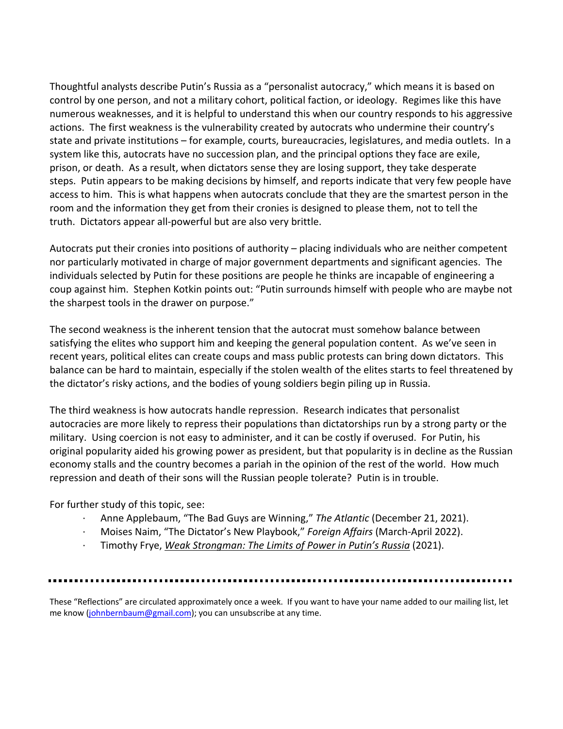Thoughtful analysts describe Putin's Russia as a "personalist autocracy," which means it is based on control by one person, and not a military cohort, political faction, or ideology. Regimes like this have numerous weaknesses, and it is helpful to understand this when our country responds to his aggressive actions. The first weakness is the vulnerability created by autocrats who undermine their country's state and private institutions – for example, courts, bureaucracies, legislatures, and media outlets. In a system like this, autocrats have no succession plan, and the principal options they face are exile, prison, or death. As a result, when dictators sense they are losing support, they take desperate steps. Putin appears to be making decisions by himself, and reports indicate that very few people have access to him. This is what happens when autocrats conclude that they are the smartest person in the room and the information they get from their cronies is designed to please them, not to tell the truth. Dictators appear all-powerful but are also very brittle.

Autocrats put their cronies into positions of authority – placing individuals who are neither competent nor particularly motivated in charge of major government departments and significant agencies. The individuals selected by Putin for these positions are people he thinks are incapable of engineering a coup against him. Stephen Kotkin points out: "Putin surrounds himself with people who are maybe not the sharpest tools in the drawer on purpose."

The second weakness is the inherent tension that the autocrat must somehow balance between satisfying the elites who support him and keeping the general population content. As we've seen in recent years, political elites can create coups and mass public protests can bring down dictators. This balance can be hard to maintain, especially if the stolen wealth of the elites starts to feel threatened by the dictator's risky actions, and the bodies of young soldiers begin piling up in Russia.

The third weakness is how autocrats handle repression. Research indicates that personalist autocracies are more likely to repress their populations than dictatorships run by a strong party or the military. Using coercion is not easy to administer, and it can be costly if overused. For Putin, his original popularity aided his growing power as president, but that popularity is in decline as the Russian economy stalls and the country becomes a pariah in the opinion of the rest of the world. How much repression and death of their sons will the Russian people tolerate? Putin is in trouble.

For further study of this topic, see:

- Anne Applebaum, "The Bad Guys are Winning," *The Atlantic* (December 21, 2021).
- Moises Naim, "The Dictator's New Playbook," *Foreign Affairs* (March-April 2022).
- Timothy Frye, *Weak Strongman: The Limits of Power in Putin's Russia* (2021).

---

These "Reflections" are circulated approximately once a week. If you want to have your name added to our mailing list, let me know (johnbernbaum@gmail.com); you can unsubscribe at any time.